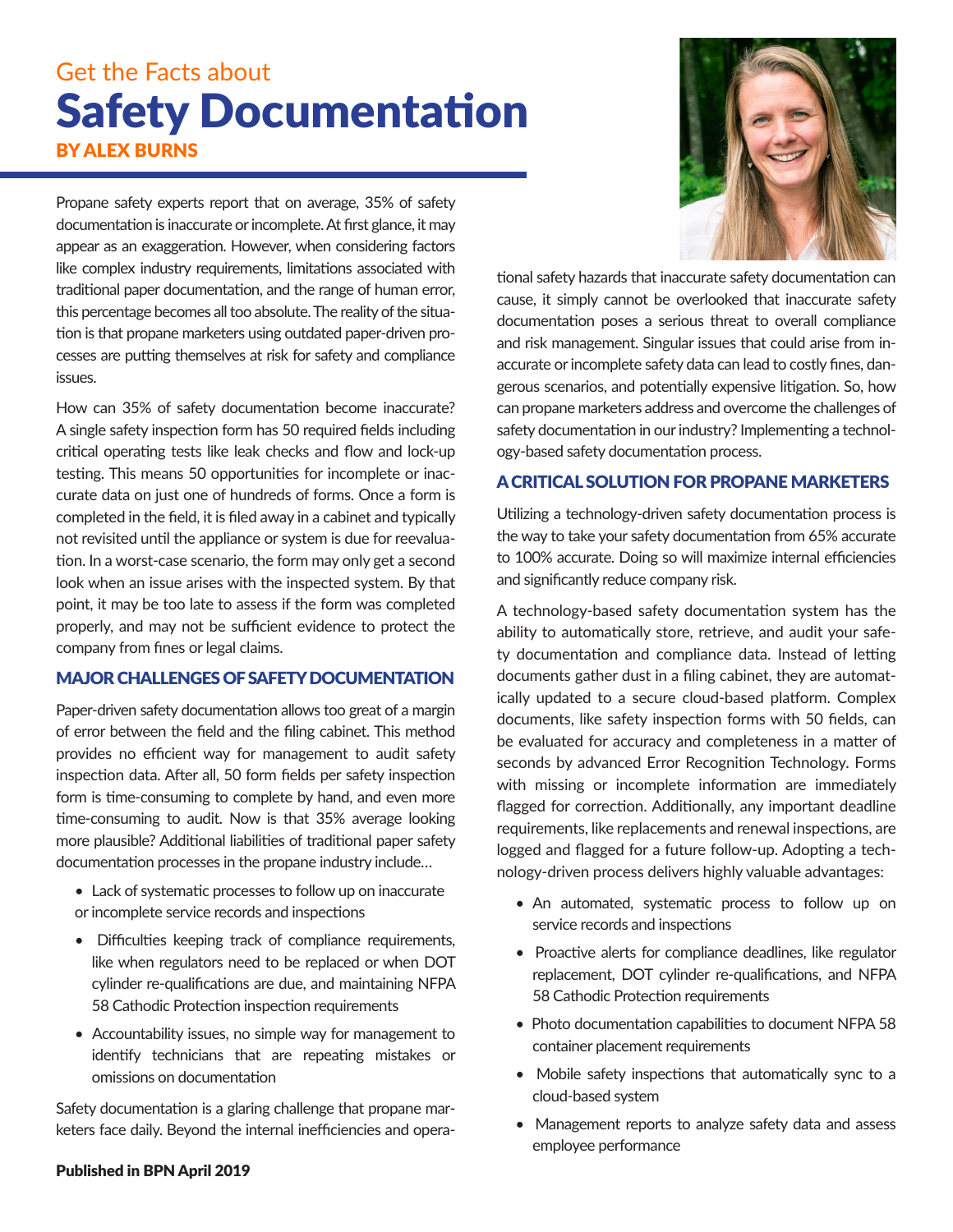Get the Facts about

# Safety Documentation

**BY ALEX BURNS**

Propane safety experts report that on average, 35% of safety documentation is inaccurate or incomplete. At first glance, it may appear as an exaggeration. However, when considering factors like complex industry requirements, limitations associated with traditional paper documentation, and the range of human error, this percentage becomes all too absolute. The reality of the situation is that propane marketers using outdated paper-driven processes are putting themselves at risk for safety and compliance issues.

How can 35% of safety documentation become inaccurate? A single safety inspection form has 50 required fields including critical operating tests like leak checks and flow and lock-up testing. This means 50 opportunities for incomplete or inaccurate data on just one of hundreds of forms. Once a form is completed in the field, it is filed away in a cabinet and typically not revisited until the appliance or system is due for reevaluation. In a worst-case scenario, the form may only get a second look when an issue arises with the inspected system. By that point, it may be too late to assess if the form was completed properly, and may not be sufficient evidence to protect the company from fines or legal claims.

## MAJOR CHALLENGES OF SAFETY DOCUMENTATION

Paper-driven safety documentation allows too great of a margin of error between the field and the filing cabinet. This method provides no efficient way for management to audit safety inspection data. After all, 50 form fields per safety inspection form is time-consuming to complete by hand, and even more time-consuming to audit. Now is that 35% average looking more plausible? Additional liabilities of traditional paper safety documentation processes in the propane industry include…

- Lack of systematic processes to follow up on inaccurate or incomplete service records and inspections
- Difficulties keeping track of compliance requirements, like when regulators need to be replaced or when DOT cylinder re-qualifications are due, and maintaining NFPA 58 Cathodic Protection inspection requirements
- Accountability issues, no simple way for management to identify technicians that are repeating mistakes or omissions on documentation

Safety documentation is a glaring challenge that propane marketers face daily. Beyond the internal inefficiencies and operational safety hazards that inaccurate safety documentation can cause, it simply cannot be overlooked that inaccurate safety documentation poses a serious threat to overall compliance and risk management. Singular issues that could arise from inaccurate or incomplete safety data can lead to costly fines, dangerous scenarios, and potentially expensive litigation. So, how can propane marketers address and overcome the challenges of safety documentation in our industry? Implementing a technology-based safety documentation process.

## A CRITICAL SOLUTION FOR PROPANE MARKETERS

Utilizing a technology-driven safety documentation process is the way to take your safety documentation from 65% accurate to 100% accurate. Doing so will maximize internal efficiencies and significantly reduce company risk.

A technology-based safety documentation system has the ability to automatically store, retrieve, and audit your safety documentation and compliance data. Instead of letting documents gather dust in a filing cabinet, they are automatically updated to a secure cloud-based platform. Complex documents, like safety inspection forms with 50 fields, can be evaluated for accuracy and completeness in a matter of seconds by advanced Error Recognition Technology. Forms with missing or incomplete information are immediately flagged for correction. Additionally, any important deadline requirements, like replacements and renewal inspections, are logged and flagged for a future follow-up. Adopting a technology-driven process delivers highly valuable advantages:

- An automated, systematic process to follow up on service records and inspections
- Proactive alerts for compliance deadlines, like regulator replacement, DOT cylinder re-qualifications, and NFPA 58 Cathodic Protection requirements
- Photo documentation capabilities to document NFPA 58 container placement requirements
- Mobile safety inspections that automatically sync to a cloud-based system
- Management reports to analyze safety data and assess employee performance

**Published in BPN April 2019**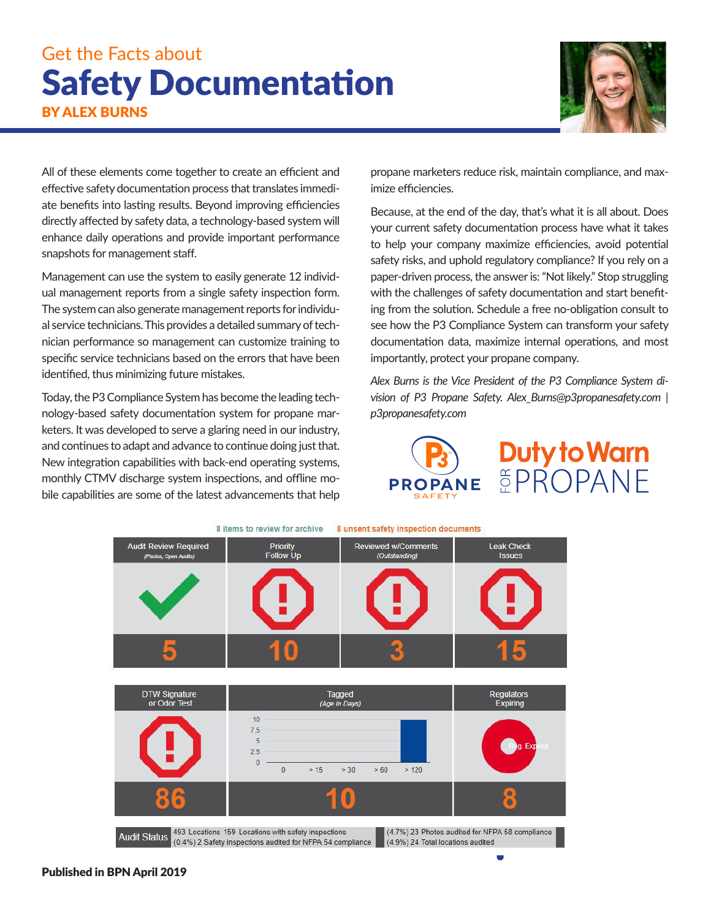Get the Facts about

# Safety Documentation

**BY ALEX BURNS**

All of these elements come together to create an efficient and effective safety documentation process that translates immediate benefits into lasting results. Beyond improving efficiencies directly affected by safety data, a technology-based system will enhance daily operations and provide important performance snapshots for management staff.

Management can use the system to easily generate 12 individual management reports from a single safety inspection form. The system can also generate management reports for individual service technicians. This provides a detailed summary of technician performance so management can customize training to specific service technicians based on the errors that have been identified, thus minimizing future mistakes.

Today, the P3 Compliance System has become the leading technology-based safety documentation system for propane marketers. It was developed to serve a glaring need in our industry, and continues to adapt and advance to continue doing just that. New integration capabilities with back-end operating systems, monthly CTMV discharge system inspections, and offline mobile capabilities are some of the latest advancements that help propane marketers reduce risk, maintain compliance, and maximize efficiencies.

Because, at the end of the day, that's what it is all about. Does your current safety documentation process have what it takes to help your company maximize efficiencies, avoid potential safety risks, and uphold regulatory compliance? If you rely on a paper-driven process, the answer is: "Not likely." Stop struggling with the challenges of safety documentation and start benefiting from the solution. Schedule a free no-obligation consult to see how the P3 Compliance System can transform your safety documentation data, maximize internal operations, and most importantly, protect your propane company.

*Alex Burns is the Vice President of the P3 Compliance System division of P3 Propane Safety. Alex_Burns@p3propanesafety.com | p3propanesafety.com*

P3 PROPANE SAFETY

Duty to Warn FOR PROPANE

8 items to review for archive
8 unsent safety inspection documents

Audit Review Required (Photos, Open Audits)
5

Priority Follow Up
10

Reviewed w/Comments (Outstanding)
3

Leak Check Issues
15

DTW Signature or Odor Test
86

Tagged (Age in Days)
10
7.5
5
2.5
0
0
> 15
> 30
> 60
> 120
10

Regulators Expiring
Reg. Expired
8

Audit Status
493 Locations 159 Locations with safety inspections
(0.4%) 2 Safety Inspections audited for NFPA 54 compliance
(4.7%) 23 Photos audited for NFPA 58 compliance
(4.9%) 24 Total locations audited

**Published in BPN April 2019**